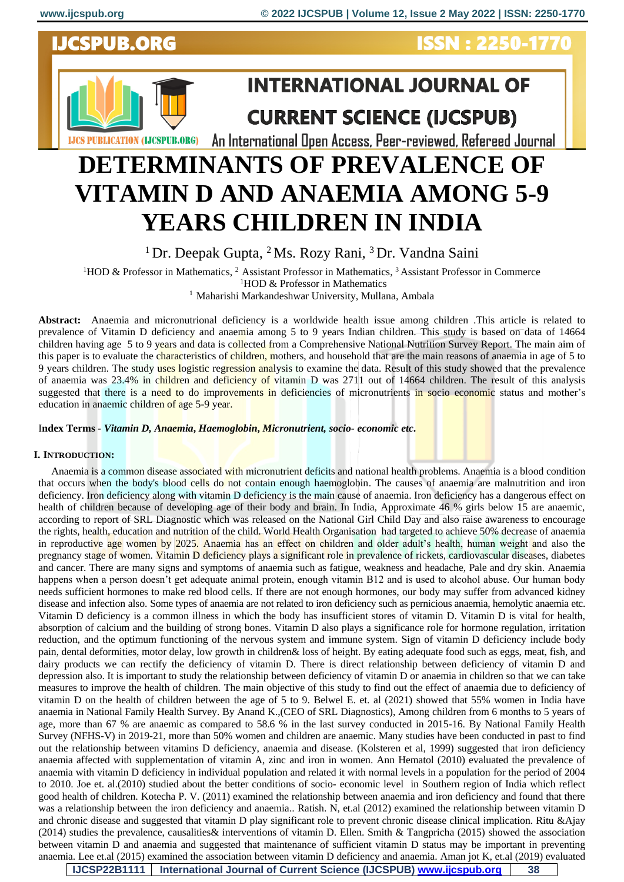# DETERMINANTS OF PREVALENCE OF VITAMIN D AND ANAEMIA AMONG 5-9 YEARS CHILDREN IN INDIA

[1] Dr. Deepak Gupta, [2] Ms. Rozy Rani, [3] Dr. Vandna Saini

[1]HOD & Professor in Mathematics, [2] Assistant Professor in Mathematics, [3] Assistant Professor in Commerce
[1]HOD & Professor in Mathematics
[1] Maharishi Markandeshwar University, Mullana, Ambala

**Abstract:** Anaemia and micronutrional deficiency is a worldwide health issue among children .This article is related to prevalence of Vitamin D deficiency and anaemia among 5 to 9 years Indian children. This study is based on data of 14664 children having age 5 to 9 years and data is collected from a Comprehensive National Nutrition Survey Report. The main aim of this paper is to evaluate the characteristics of children, mothers, and household that are the main reasons of anaemia in age of 5 to 9 years children. The study uses logistic regression analysis to examine the data. Result of this study showed that the prevalence of anaemia was 23.4% in children and deficiency of vitamin D was 2711 out of 14664 children. The result of this analysis suggested that there is a need to do improvements in deficiencies of micronutrients in socio economic status and mother's education in anaemic children of age 5-9 year.

**Index Terms -** ***Vitamin D, Anaemia, Haemoglobin, Micronutrient, socio- economic etc.***

## I. INTRODUCTION:

Anaemia is a common disease associated with micronutrient deficits and national health problems. Anaemia is a blood condition that occurs when the body's blood cells do not contain enough haemoglobin. The causes of anaemia are malnutrition and iron deficiency. Iron deficiency along with vitamin D deficiency is the main cause of anaemia. Iron deficiency has a dangerous effect on health of children because of developing age of their body and brain. In India, Approximate 46 % girls below 15 are anaemic, according to report of SRL Diagnostic which was released on the National Girl Child Day and also raise awareness to encourage the rights, health, education and nutrition of the child. World Health Organisation had targeted to achieve 50% decrease of anaemia in reproductive age women by 2025. Anaemia has an effect on children and older adult's health, human weight and also the pregnancy stage of women. Vitamin D deficiency plays a significant role in prevalence of rickets, cardiovascular diseases, diabetes and cancer. There are many signs and symptoms of anaemia such as fatigue, weakness and headache, Pale and dry skin. Anaemia happens when a person doesn't get adequate animal protein, enough vitamin B12 and is used to alcohol abuse. Our human body needs sufficient hormones to make red blood cells. If there are not enough hormones, our body may suffer from advanced kidney disease and infection also. Some types of anaemia are not related to iron deficiency such as pernicious anaemia, hemolytic anaemia etc. Vitamin D deficiency is a common illness in which the body has insufficient stores of vitamin D. Vitamin D is vital for health, absorption of calcium and the building of strong bones. Vitamin D also plays a significance role for hormone regulation, irritation reduction, and the optimum functioning of the nervous system and immune system. Sign of vitamin D deficiency include body pain, dental deformities, motor delay, low growth in children& loss of height. By eating adequate food such as eggs, meat, fish, and dairy products we can rectify the deficiency of vitamin D. There is direct relationship between deficiency of vitamin D and depression also. It is important to study the relationship between deficiency of vitamin D or anaemia in children so that we can take measures to improve the health of children. The main objective of this study to find out the effect of anaemia due to deficiency of vitamin D on the health of children between the age of 5 to 9. Belwel E. et. al (2021) showed that 55% women in India have anaemia in National Family Health Survey. By Anand K.,(CEO of SRL Diagnostics), Among children from 6 months to 5 years of age, more than 67 % are anaemic as compared to 58.6 % in the last survey conducted in 2015-16. By National Family Health Survey (NFHS-V) in 2019-21, more than 50% women and children are anaemic. Many studies have been conducted in past to find out the relationship between vitamins D deficiency, anaemia and disease. (Kolsteren et al, 1999) suggested that iron deficiency anaemia affected with supplementation of vitamin A, zinc and iron in women. Ann Hematol (2010) evaluated the prevalence of anaemia with vitamin D deficiency in individual population and related it with normal levels in a population for the period of 2004 to 2010. Joe et. al.(2010) studied about the better conditions of socio- economic level in Southern region of India which reflect good health of children. Kotecha P. V. (2011) examined the relationship between anaemia and iron deficiency and found that there was a relationship between the iron deficiency and anaemia.. Ratish. N, et.al (2012) examined the relationship between vitamin D and chronic disease and suggested that vitamin D play significant role to prevent chronic disease clinical implication. Ritu &Ajay (2014) studies the prevalence, causalities& interventions of vitamin D. Ellen. Smith & Tangpricha (2015) showed the association between vitamin D and anaemia and suggested that maintenance of sufficient vitamin D status may be important in preventing anaemia. Lee et.al (2015) examined the association between vitamin D deficiency and anaemia. Aman jot K, et.al (2019) evaluated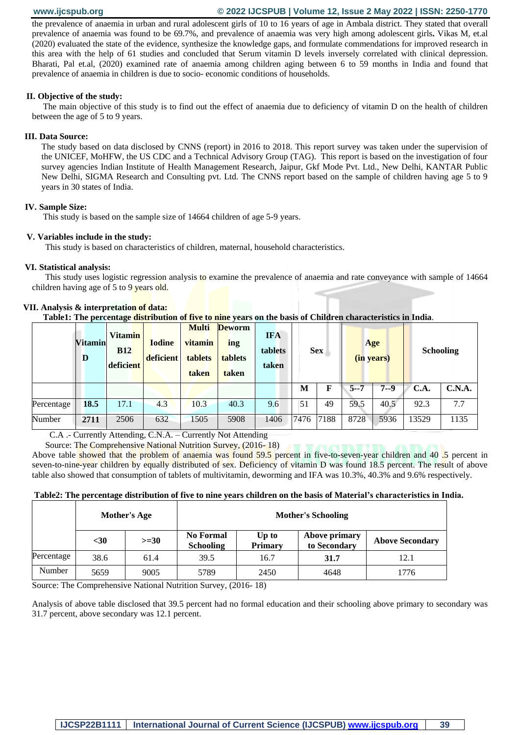the prevalence of anaemia in urban and rural adolescent girls of 10 to 16 years of age in Ambala district. They stated that overall prevalence of anaemia was found to be 69.7%, and prevalence of anaemia was very high among adolescent girls**.** Vikas M, et.al (2020) evaluated the state of the evidence, synthesize the knowledge gaps, and formulate commendations for improved research in this area with the help of 61 studies and concluded that Serum vitamin D levels inversely correlated with clinical depression. Bharati, Pal et.al, (2020) examined rate of anaemia among children aging between 6 to 59 months in India and found that prevalence of anaemia in children is due to socio- economic conditions of households.

## II. Objective of the study:

The main objective of this study is to find out the effect of anaemia due to deficiency of vitamin D on the health of children between the age of 5 to 9 years.

## III. Data Source:

The study based on data disclosed by CNNS (report) in 2016 to 2018. This report survey was taken under the supervision of the UNICEF, MoHFW, the US CDC and a Technical Advisory Group (TAG). This report is based on the investigation of four survey agencies Indian Institute of Health Management Research, Jaipur, Gkf Mode Pvt. Ltd., New Delhi, KANTAR Public New Delhi, SIGMA Research and Consulting pvt. Ltd. The CNNS report based on the sample of children having age 5 to 9 years in 30 states of India.

## IV. Sample Size:

This study is based on the sample size of 14664 children of age 5-9 years.

## V. Variables include in the study:

This study is based on characteristics of children, maternal, household characteristics.

## VI. Statistical analysis:

This study uses logistic regression analysis to examine the prevalence of anaemia and rate conveyance with sample of 14664 children having age of 5 to 9 years old.

## VII. Analysis & interpretation of data:

**Table1: The percentage distribution of five to nine years on the basis of Children characteristics in India**.

| | Vitamin D | Vitamin B12 deficient | Iodine deficient | Multi vitamin tablets taken | Deworming tablets taken | IFA tablets taken | Sex | | Age (in years) | | Schooling | |
|---|---|---|---|---|---|---|---|---|---|---|---|---|
| | | | | | | | M | F | 5--7 | 7--9 | C.A. | C.N.A. |
| Percentage | **18.5** | 17.1 | 4.3 | 10.3 | 40.3 | 9.6 | 51 | 49 | 59.5 | 40.5 | 92.3 | 7.7 |
| Number | **2711** | 2506 | 632 | 1505 | 5908 | 1406 | 7476 | 7188 | 8728 | 5936 | 13529 | 1135 |

C.A .- Currently Attending, C.N.A. – Currently Not Attending

Source: The Comprehensive National Nutrition Survey, (2016- 18)

Above table showed that the problem of anaemia was found 59.5 percent in five-to-seven-year children and 40 .5 percent in seven-to-nine-year children by equally distributed of sex. Deficiency of vitamin D was found 18.5 percent. The result of above table also showed that consumption of tablets of multivitamin, deworming and IFA was 10.3%, 40.3% and 9.6% respectively.

**Table2: The percentage distribution of five to nine years children on the basis of Material's characteristics in India.**

| | Mother's Age | | Mother's Schooling | | | |
|---|---|---|---|---|---|---|
| | <30 | >=30 | No Formal Schooling | Up to Primary | Above primary to Secondary | Above Secondary |
| Percentage | 38.6 | 61.4 | 39.5 | 16.7 | **31.7** | 12.1 |
| Number | 5659 | 9005 | 5789 | 2450 | 4648 | 1776 |

Source: The Comprehensive National Nutrition Survey, (2016- 18)

Analysis of above table disclosed that 39.5 percent had no formal education and their schooling above primary to secondary was 31.7 percent, above secondary was 12.1 percent.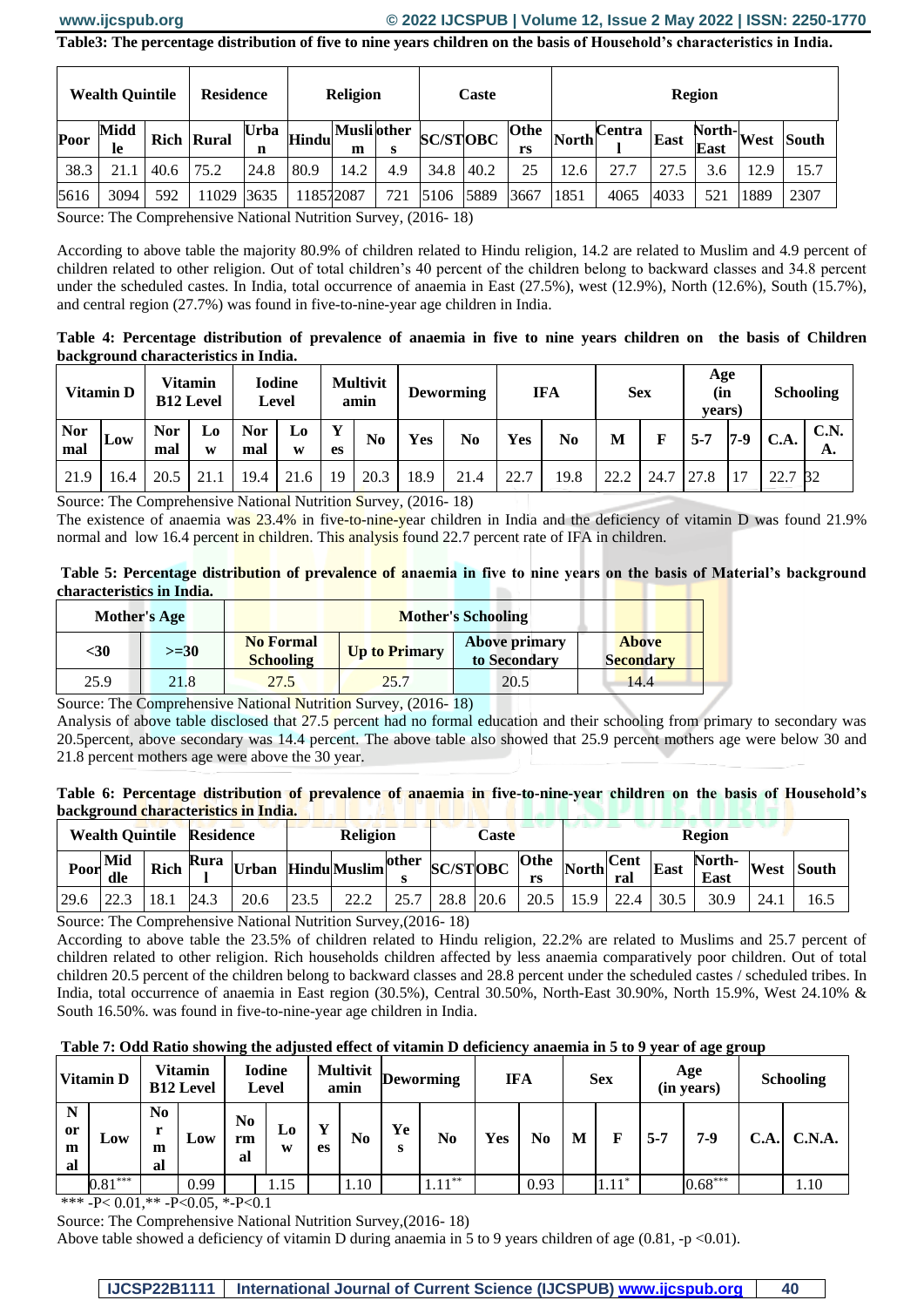**Table3: The percentage distribution of five to nine years children on the basis of Household's characteristics in India.**

| Wealth Quintile | | | Residence | | Religion | | | Caste | | | Region | | | | | |
|---|---|---|---|---|---|---|---|---|---|---|---|---|---|---|---|---|
| Poor | Middle | Rich | Rural | Urban | Hindu | Muslim | others | SC/ST | OBC | Others | North | Central | East | North-East | West | South |
| 38.3 | 21.1 | 40.6 | 75.2 | 24.8 | 80.9 | 14.2 | 4.9 | 34.8 | 40.2 | 25 | 12.6 | 27.7 | 27.5 | 3.6 | 12.9 | 15.7 |
| 5616 | 3094 | 592 | 11029 | 3635 | 11857 | 2087 | 721 | 5106 | 5889 | 3667 | 1851 | 4065 | 4033 | 521 | 1889 | 2307 |

Source: The Comprehensive National Nutrition Survey, (2016- 18)

According to above table the majority 80.9% of children related to Hindu religion, 14.2 are related to Muslim and 4.9 percent of children related to other religion. Out of total children's 40 percent of the children belong to backward classes and 34.8 percent under the scheduled castes. In India, total occurrence of anaemia in East (27.5%), west (12.9%), North (12.6%), South (15.7%), and central region (27.7%) was found in five-to-nine-year age children in India.

**Table 4: Percentage distribution of prevalence of anaemia in five to nine years children on the basis of Children background characteristics in India.**

| Vitamin D | | Vitamin B12 Level | | Iodine Level | | Multivitamin | | Deworming | | IFA | | Sex | | Age (in years) | | Schooling | |
|---|---|---|---|---|---|---|---|---|---|---|---|---|---|---|---|---|---|
| Normal | Low | Normal | Low | Normal | Low | Yes | No | Yes | No | Yes | No | M | F | 5-7 | 7-9 | C.A. | C.N.A. |
| 21.9 | 16.4 | 20.5 | 21.1 | 19.4 | 21.6 | 19 | 20.3 | 18.9 | 21.4 | 22.7 | 19.8 | 22.2 | 24.7 | 27.8 | 17 | 22.7 | 32 |

Source: The Comprehensive National Nutrition Survey, (2016- 18)

The existence of anaemia was 23.4% in five-to-nine-year children in India and the deficiency of vitamin D was found 21.9% normal and low 16.4 percent in children. This analysis found 22.7 percent rate of IFA in children.

**Table 5: Percentage distribution of prevalence of anaemia in five to nine years on the basis of Material's background characteristics in India.**

| Mother's Age | | Mother's Schooling | | | |
|---|---|---|---|---|---|
| <30 | >=30 | No Formal Schooling | Up to Primary | Above primary to Secondary | Above Secondary |
| 25.9 | 21.8 | 27.5 | 25.7 | 20.5 | 14.4 |

Source: The Comprehensive National Nutrition Survey, (2016- 18)

Analysis of above table disclosed that 27.5 percent had no formal education and their schooling from primary to secondary was 20.5percent, above secondary was 14.4 percent. The above table also showed that 25.9 percent mothers age were below 30 and 21.8 percent mothers age were above the 30 year.

**Table 6: Percentage distribution of prevalence of anaemia in five-to-nine-year children on the basis of Household's background characteristics in India.**

| Wealth Quintile | | | Residence | | Religion | | | Caste | | | Region | | | | | |
|---|---|---|---|---|---|---|---|---|---|---|---|---|---|---|---|---|
| Poor | Middle | Rich | Rural | Urban | Hindu | Muslim | others | SC/ST | OBC | Others | North | Central | East | North-East | West | South |
| 29.6 | 22.3 | 18.1 | 24.3 | 20.6 | 23.5 | 22.2 | 25.7 | 28.8 | 20.6 | 20.5 | 15.9 | 22.4 | 30.5 | 30.9 | 24.1 | 16.5 |

Source: The Comprehensive National Nutrition Survey,(2016- 18)

According to above table the 23.5% of children related to Hindu religion, 22.2% are related to Muslims and 25.7 percent of children related to other religion. Rich households children affected by less anaemia comparatively poor children. Out of total children 20.5 percent of the children belong to backward classes and 28.8 percent under the scheduled castes / scheduled tribes. In India, total occurrence of anaemia in East region (30.5%), Central 30.50%, North-East 30.90%, North 15.9%, West 24.10% & South 16.50%. was found in five-to-nine-year age children in India.

**Table 7: Odd Ratio showing the adjusted effect of vitamin D deficiency anaemia in 5 to 9 year of age group**

| Vitamin D | | Vitamin B12 Level | | Iodine Level | | Multivitamin | | Deworming | | IFA | | Sex | | Age (in years) | | Schooling | |
|---|---|---|---|---|---|---|---|---|---|---|---|---|---|---|---|---|---|
| Normal | Low | Normal | Low | Normal | Low | Yes | No | Yes | No | Yes | No | M | F | 5-7 | 7-9 | C.A. | C.N.A. |
| | 0.81*** | | 0.99 | | 1.15 | | 1.10 | | 1.11** | | 0.93 | | 1.11* | | 0.68*** | | 1.10 |

*** -P< 0.01,** -P<0.05, *-P<0.1

Source: The Comprehensive National Nutrition Survey,(2016- 18)

Above table showed a deficiency of vitamin D during anaemia in 5 to 9 years children of age (0.81, -p <0.01).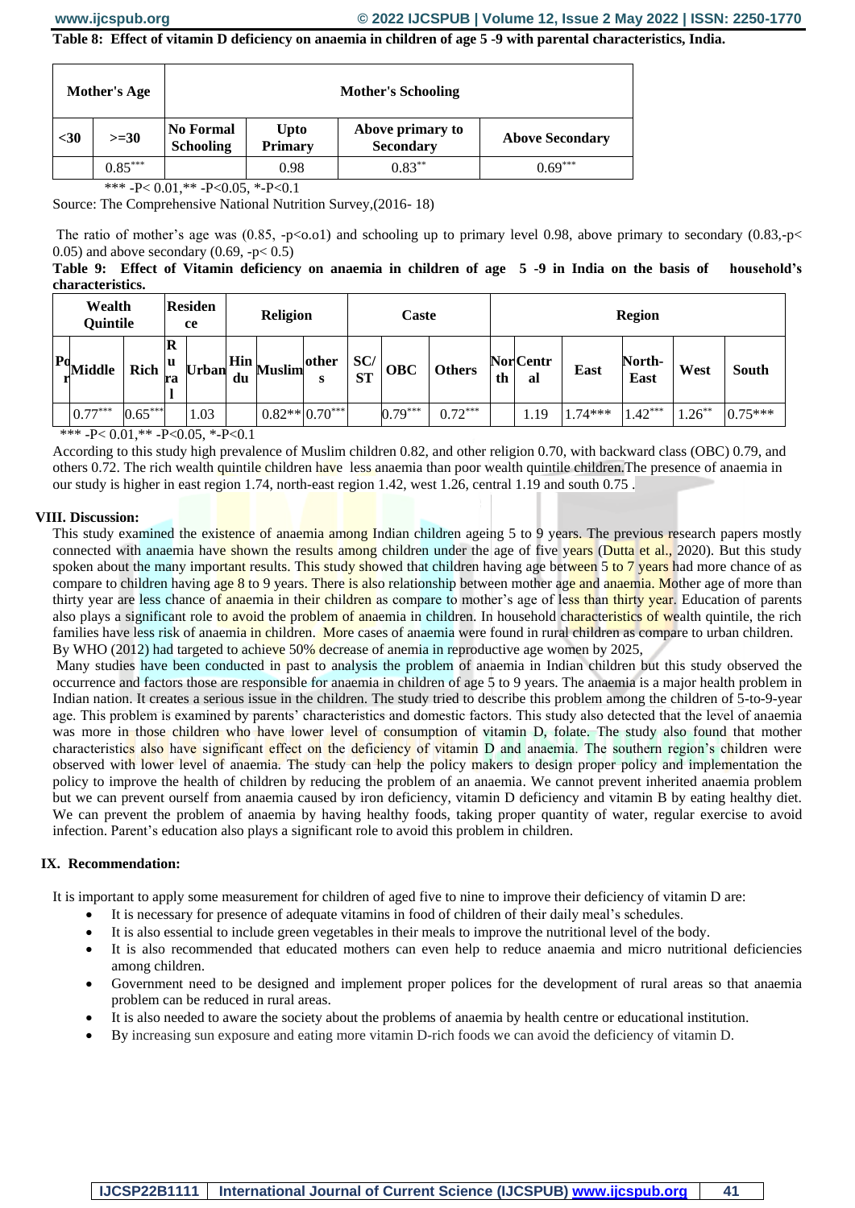**Table 8: Effect of vitamin D deficiency on anaemia in children of age 5 -9 with parental characteristics, India.**

| Mother's Age | | Mother's Schooling | | | |
|---|---|---|---|---|---|
| <30 | >=30 | No Formal Schooling | Upto Primary | Above primary to Secondary | Above Secondary |
| | $0.85^{***}$ | | 0.98 | $0.83^{**}$ | $0.69^{***}$ |

*** -P< 0.01,** -P<0.05, *-P<0.1

Source: The Comprehensive National Nutrition Survey,(2016- 18)

The ratio of mother's age was (0.85, -p<o.o1) and schooling up to primary level 0.98, above primary to secondary (0.83,-p< 0.05) and above secondary (0.69, -p< 0.5)

**Table 9: Effect of Vitamin deficiency on anaemia in children of age 5 -9 in India on the basis of household's characteristics.**

| Wealth Quintile | | | Residence | | Religion | | | Caste | | | Region | | | | | |
|---|---|---|---|---|---|---|---|---|---|---|---|---|---|---|---|---|
| Poor | Middle | Rich | Rural | Urban | Hindu | Muslim | others | SC/ST | OBC | Others | North | Central | East | North-East | West | South |
| | $0.77^{***}$ | $0.65^{***}$ | | 1.03 | | 0.82** | $0.70^{***}$ | | $0.79^{***}$ | $0.72^{***}$ | | 1.19 | 1.74*** | $1.42^{***}$ | $1.26^{**}$ | 0.75*** |

*** -P< 0.01,** -P<0.05, *-P<0.1

According to this study high prevalence of Muslim children 0.82, and other religion 0.70, with backward class (OBC) 0.79, and others 0.72. The rich wealth quintile children have less anaemia than poor wealth quintile children.The presence of anaemia in our study is higher in east region 1.74, north-east region 1.42, west 1.26, central 1.19 and south 0.75 .

## VIII. Discussion:

This study examined the existence of anaemia among Indian children ageing 5 to 9 years. The previous research papers mostly connected with anaemia have shown the results among children under the age of five years (Dutta et al., 2020). But this study spoken about the many important results. This study showed that children having age between 5 to 7 years had more chance of as compare to children having age 8 to 9 years. There is also relationship between mother age and anaemia. Mother age of more than thirty year are less chance of anaemia in their children as compare to mother's age of less than thirty year. Education of parents also plays a significant role to avoid the problem of anaemia in children. In household characteristics of wealth quintile, the rich families have less risk of anaemia in children. More cases of anaemia were found in rural children as compare to urban children. By WHO (2012) had targeted to achieve 50% decrease of anemia in reproductive age women by 2025,

Many studies have been conducted in past to analysis the problem of anaemia in Indian children but this study observed the occurrence and factors those are responsible for anaemia in children of age 5 to 9 years. The anaemia is a major health problem in Indian nation. It creates a serious issue in the children. The study tried to describe this problem among the children of 5-to-9-year age. This problem is examined by parents' characteristics and domestic factors. This study also detected that the level of anaemia was more in those children who have lower level of consumption of vitamin D, folate. The study also found that mother characteristics also have significant effect on the deficiency of vitamin D and anaemia. The southern region's children were observed with lower level of anaemia. The study can help the policy makers to design proper policy and implementation the policy to improve the health of children by reducing the problem of an anaemia. We cannot prevent inherited anaemia problem but we can prevent ourself from anaemia caused by iron deficiency, vitamin D deficiency and vitamin B by eating healthy diet. We can prevent the problem of anaemia by having healthy foods, taking proper quantity of water, regular exercise to avoid infection. Parent's education also plays a significant role to avoid this problem in children.

## IX. Recommendation:

It is important to apply some measurement for children of aged five to nine to improve their deficiency of vitamin D are:

- It is necessary for presence of adequate vitamins in food of children of their daily meal's schedules.
- It is also essential to include green vegetables in their meals to improve the nutritional level of the body.
- It is also recommended that educated mothers can even help to reduce anaemia and micro nutritional deficiencies among children.
- Government need to be designed and implement proper polices for the development of rural areas so that anaemia problem can be reduced in rural areas.
- It is also needed to aware the society about the problems of anaemia by health centre or educational institution.
- By increasing sun exposure and eating more vitamin D-rich foods we can avoid the deficiency of vitamin D.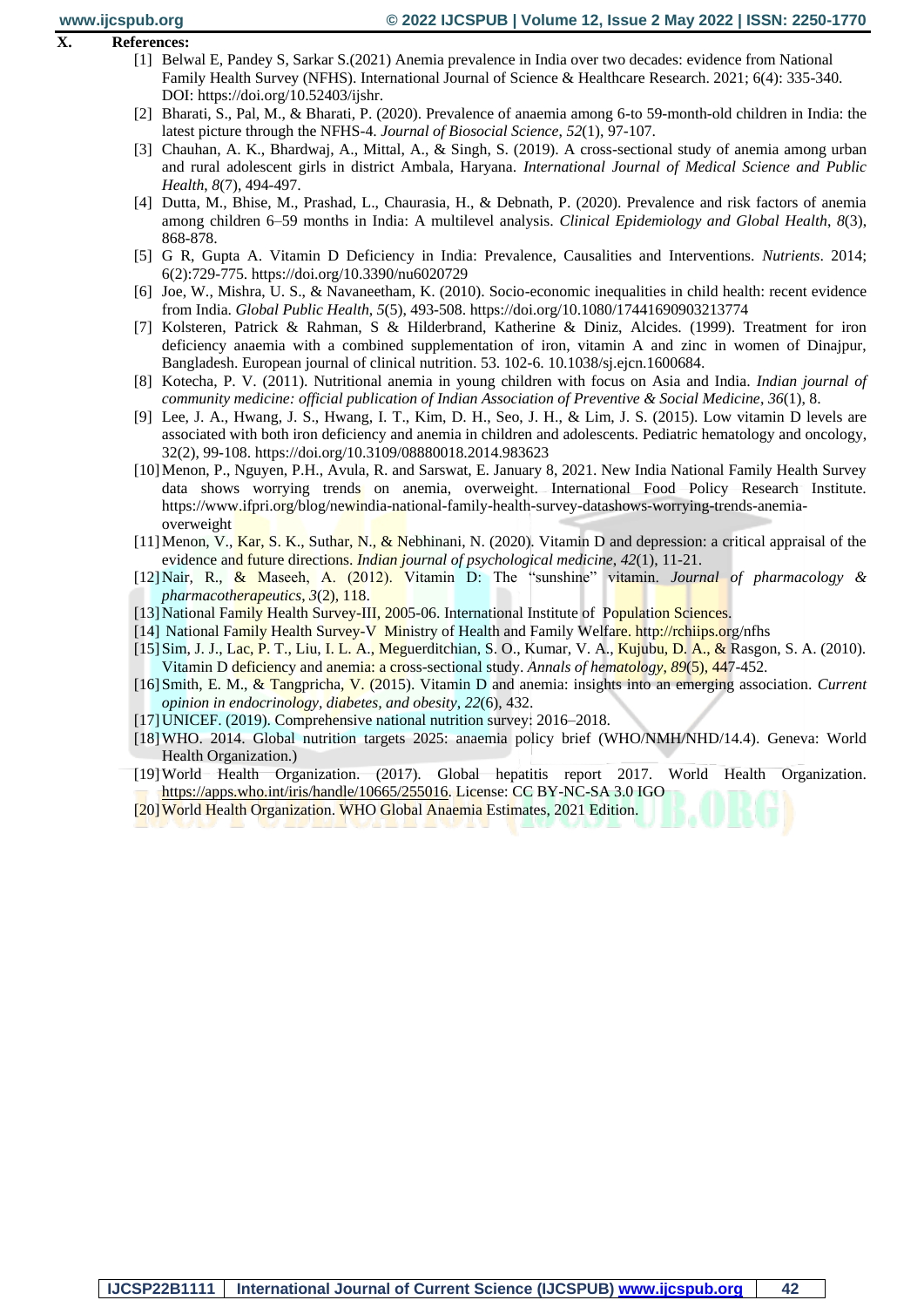## X. References:

[1] Belwal E, Pandey S, Sarkar S.(2021) Anemia prevalence in India over two decades: evidence from National Family Health Survey (NFHS). International Journal of Science & Healthcare Research. 2021; 6(4): 335-340. DOI: https://doi.org/10.52403/ijshr.

[2] Bharati, S., Pal, M., & Bharati, P. (2020). Prevalence of anaemia among 6-to 59-month-old children in India: the latest picture through the NFHS-4. *Journal of Biosocial Science*, *52*(1), 97-107.

[3] Chauhan, A. K., Bhardwaj, A., Mittal, A., & Singh, S. (2019). A cross-sectional study of anemia among urban and rural adolescent girls in district Ambala, Haryana. *International Journal of Medical Science and Public Health*, *8*(7), 494-497.

[4] Dutta, M., Bhise, M., Prashad, L., Chaurasia, H., & Debnath, P. (2020). Prevalence and risk factors of anemia among children 6–59 months in India: A multilevel analysis. *Clinical Epidemiology and Global Health*, *8*(3), 868-878.

[5] G R, Gupta A. Vitamin D Deficiency in India: Prevalence, Causalities and Interventions. *Nutrients*. 2014; 6(2):729-775. https://doi.org/10.3390/nu6020729

[6] Joe, W., Mishra, U. S., & Navaneetham, K. (2010). Socio-economic inequalities in child health: recent evidence from India. *Global Public Health*, *5*(5), 493-508. https://doi.org/10.1080/17441690903213774

[7] Kolsteren, Patrick & Rahman, S & Hilderbrand, Katherine & Diniz, Alcides. (1999). Treatment for iron deficiency anaemia with a combined supplementation of iron, vitamin A and zinc in women of Dinajpur, Bangladesh. European journal of clinical nutrition. 53. 102-6. 10.1038/sj.ejcn.1600684.

[8] Kotecha, P. V. (2011). Nutritional anemia in young children with focus on Asia and India. *Indian journal of community medicine: official publication of Indian Association of Preventive & Social Medicine*, *36*(1), 8.

[9] Lee, J. A., Hwang, J. S., Hwang, I. T., Kim, D. H., Seo, J. H., & Lim, J. S. (2015). Low vitamin D levels are associated with both iron deficiency and anemia in children and adolescents. Pediatric hematology and oncology, 32(2), 99-108. https://doi.org/10.3109/08880018.2014.983623

[10] Menon, P., Nguyen, P.H., Avula, R. and Sarswat, E. January 8, 2021. New India National Family Health Survey data shows worrying trends on anemia, overweight. International Food Policy Research Institute. https://www.ifpri.org/blog/newindia-national-family-health-survey-datashows-worrying-trends-anemia-overweight

[11] Menon, V., Kar, S. K., Suthar, N., & Nebhinani, N. (2020). Vitamin D and depression: a critical appraisal of the evidence and future directions. *Indian journal of psychological medicine*, *42*(1), 11-21.

[12] Nair, R., & Maseeh, A. (2012). Vitamin D: The "sunshine" vitamin. *Journal of pharmacology & pharmacotherapeutics*, *3*(2), 118.

[13] National Family Health Survey-III, 2005-06. International Institute of Population Sciences.

[14] National Family Health Survey-V Ministry of Health and Family Welfare. http://rchiips.org/nfhs

[15] Sim, J. J., Lac, P. T., Liu, I. L. A., Meguerditchian, S. O., Kumar, V. A., Kujubu, D. A., & Rasgon, S. A. (2010). Vitamin D deficiency and anemia: a cross-sectional study. *Annals of hematology*, *89*(5), 447-452.

[16] Smith, E. M., & Tangpricha, V. (2015). Vitamin D and anemia: insights into an emerging association. *Current opinion in endocrinology, diabetes, and obesity*, *22*(6), 432.

[17] UNICEF. (2019). Comprehensive national nutrition survey: 2016–2018.

[18] WHO. 2014. Global nutrition targets 2025: anaemia policy brief (WHO/NMH/NHD/14.4). Geneva: World Health Organization.)

[19] World Health Organization. (2017). Global hepatitis report 2017. World Health Organization. https://apps.who.int/iris/handle/10665/255016. License: CC BY-NC-SA 3.0 IGO

[20] World Health Organization. WHO Global Anaemia Estimates, 2021 Edition.